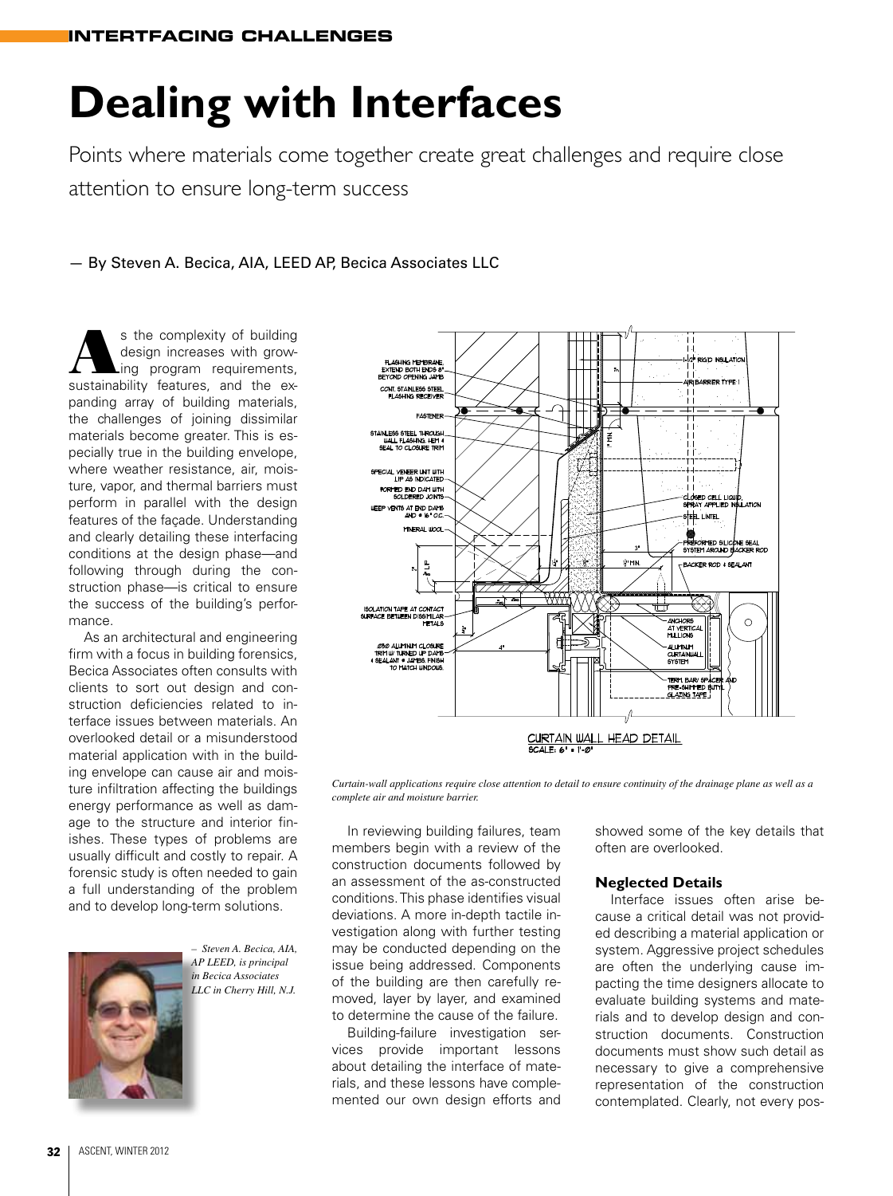INTERTFACING CHALLENGES

# Dealing with Interfaces

Points where materials come together create great challenges and require close attention to ensure long-term success

— By Steven A. Becica, AIA, LEED AP, Becica Associates LLC

As the complexity of building design increases with growing program requirements, sustainability features, and the expanding array of building materials, the challenges of joining dissimilar materials become greater. This is especially true in the building envelope, where weather resistance, air, moisture, vapor, and thermal barriers must perform in parallel with the design features of the façade. Understanding and clearly detailing these interfacing conditions at the design phase—and following through during the construction phase—is critical to ensure the success of the building's performance.

As an architectural and engineering firm with a focus in building forensics, Becica Associates often consults with clients to sort out design and construction deficiencies related to interface issues between materials. An overlooked detail or a misunderstood material application with in the building envelope can cause air and moisture infiltration affecting the buildings energy performance as well as damage to the structure and interior finishes. These types of problems are usually difficult and costly to repair. A forensic study is often needed to gain a full understanding of the problem and to develop long-term solutions.

*– Steven A. Becica, AIA, AP LEED, is principal in Becica Associates LLC in Cherry Hill, N.J.*

*Curtain-wall applications require close attention to detail to ensure continuity of the drainage plane as well as a complete air and moisture barrier.*

In reviewing building failures, team members begin with a review of the construction documents followed by an assessment of the as-constructed conditions. This phase identifies visual deviations. A more in-depth tactile investigation along with further testing may be conducted depending on the issue being addressed. Components of the building are then carefully removed, layer by layer, and examined to determine the cause of the failure.

Building-failure investigation services provide important lessons about detailing the interface of materials, and these lessons have complemented our own design efforts and showed some of the key details that often are overlooked.

### Neglected Details

Interface issues often arise because a critical detail was not provided describing a material application or system. Aggressive project schedules are often the underlying cause impacting the time designers allocate to evaluate building systems and materials and to develop design and construction documents. Construction documents must show such detail as necessary to give a comprehensive representation of the construction contemplated. Clearly, not every pos-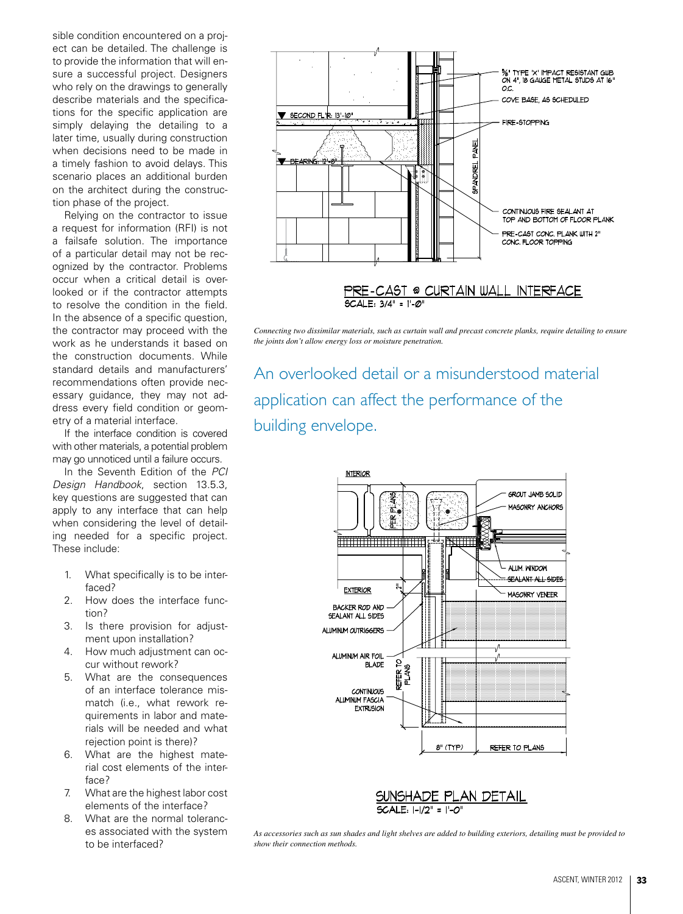sible condition encountered on a project can be detailed. The challenge is to provide the information that will ensure a successful project. Designers who rely on the drawings to generally describe materials and the specifications for the specific application are simply delaying the detailing to a later time, usually during construction when decisions need to be made in a timely fashion to avoid delays. This scenario places an additional burden on the architect during the construction phase of the project.

Relying on the contractor to issue a request for information (RFI) is not a failsafe solution. The importance of a particular detail may not be recognized by the contractor. Problems occur when a critical detail is overlooked or if the contractor attempts to resolve the condition in the field. In the absence of a specific question, the contractor may proceed with the work as he understands it based on the construction documents. While standard details and manufacturers' recommendations often provide necessary guidance, they may not address every field condition or geometry of a material interface.

If the interface condition is covered with other materials, a potential problem may go unnoticed until a failure occurs.

In the Seventh Edition of the *PCI Design Handbook*, section 13.5.3, key questions are suggested that can apply to any interface that can help when considering the level of detailing needed for a specific project. These include:

1. What specifically is to be interfaced?
2. How does the interface function?
3. Is there provision for adjustment upon installation?
4. How much adjustment can occur without rework?
5. What are the consequences of an interface tolerance mismatch (i.e., what rework requirements in labor and materials will be needed and what rejection point is there)?
6. What are the highest material cost elements of the interface?
7. What are the highest labor cost elements of the interface?
8. What are the normal tolerances associated with the system to be interfaced?

PRE-CAST @ CURTAIN WALL INTERFACE
SCALE: 3/4" = 1'-0"

*Connecting two dissimilar materials, such as curtain wall and precast concrete planks, require detailing to ensure the joints don't allow energy loss or moisture penetration.*

## An overlooked detail or a misunderstood material application can affect the performance of the building envelope.

SUNSHADE PLAN DETAIL
SCALE: 1-1/2" = 1'-0"

*As accessories such as sun shades and light shelves are added to building exteriors, detailing must be provided to show their connection methods.*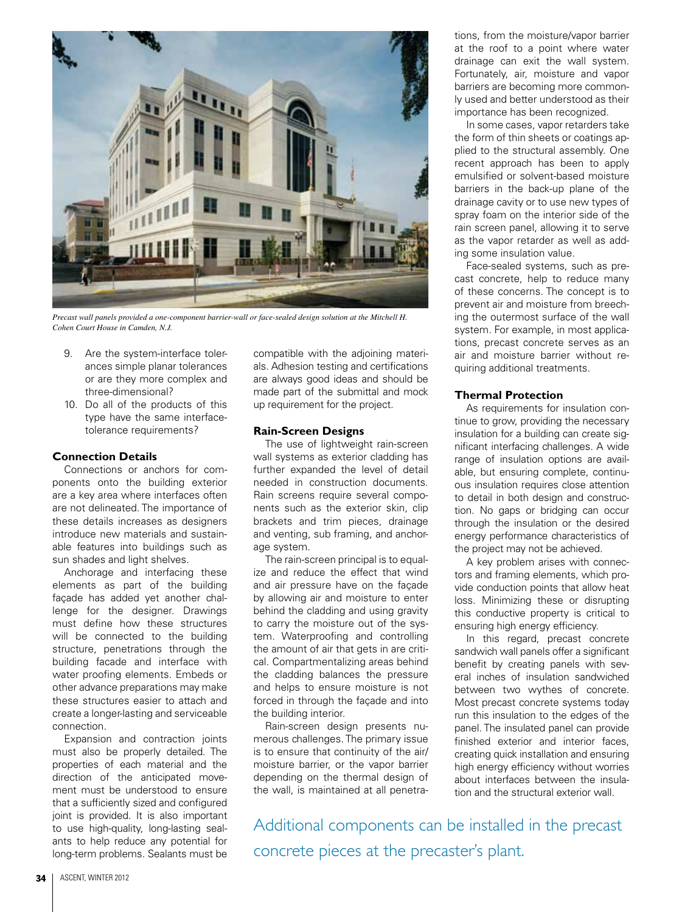*Precast wall panels provided a one-component barrier-wall or face-sealed design solution at the Mitchell H. Cohen Court House in Camden, N.J.*

9. Are the system-interface tolerances simple planar tolerances or are they more complex and three-dimensional?
10. Do all of the products of this type have the same interface-tolerance requirements?

### Connection Details

Connections or anchors for components onto the building exterior are a key area where interfaces often are not delineated. The importance of these details increases as designers introduce new materials and sustainable features into buildings such as sun shades and light shelves.

Anchorage and interfacing these elements as part of the building façade has added yet another challenge for the designer. Drawings must define how these structures will be connected to the building structure, penetrations through the building facade and interface with water proofing elements. Embeds or other advance preparations may make these structures easier to attach and create a longer-lasting and serviceable connection.

Expansion and contraction joints must also be properly detailed. The properties of each material and the direction of the anticipated movement must be understood to ensure that a sufficiently sized and configured joint is provided. It is also important to use high-quality, long-lasting sealants to help reduce any potential for long-term problems. Sealants must be compatible with the adjoining materials. Adhesion testing and certifications are always good ideas and should be made part of the submittal and mock up requirement for the project.

### Rain-Screen Designs

The use of lightweight rain-screen wall systems as exterior cladding has further expanded the level of detail needed in construction documents. Rain screens require several components such as the exterior skin, clip brackets and trim pieces, drainage and venting, sub framing, and anchorage system.

The rain-screen principal is to equalize and reduce the effect that wind and air pressure have on the façade by allowing air and moisture to enter behind the cladding and using gravity to carry the moisture out of the system. Waterproofing and controlling the amount of air that gets in are critical. Compartmentalizing areas behind the cladding balances the pressure and helps to ensure moisture is not forced in through the façade and into the building interior.

Rain-screen design presents numerous challenges. The primary issue is to ensure that continuity of the air/moisture barrier, or the vapor barrier depending on the thermal design of the wall, is maintained at all penetrations, from the moisture/vapor barrier at the roof to a point where water drainage can exit the wall system. Fortunately, air, moisture and vapor barriers are becoming more commonly used and better understood as their importance has been recognized.

In some cases, vapor retarders take the form of thin sheets or coatings applied to the structural assembly. One recent approach has been to apply emulsified or solvent-based moisture barriers in the back-up plane of the drainage cavity or to use new types of spray foam on the interior side of the rain screen panel, allowing it to serve as the vapor retarder as well as adding some insulation value.

Face-sealed systems, such as precast concrete, help to reduce many of these concerns. The concept is to prevent air and moisture from breeching the outermost surface of the wall system. For example, in most applications, precast concrete serves as an air and moisture barrier without requiring additional treatments.

### Thermal Protection

As requirements for insulation continue to grow, providing the necessary insulation for a building can create significant interfacing challenges. A wide range of insulation options are available, but ensuring complete, continuous insulation requires close attention to detail in both design and construction. No gaps or bridging can occur through the insulation or the desired energy performance characteristics of the project may not be achieved.

A key problem arises with connectors and framing elements, which provide conduction points that allow heat loss. Minimizing these or disrupting this conductive property is critical to ensuring high energy efficiency.

In this regard, precast concrete sandwich wall panels offer a significant benefit by creating panels with several inches of insulation sandwiched between two wythes of concrete. Most precast concrete systems today run this insulation to the edges of the panel. The insulated panel can provide finished exterior and interior faces, creating quick installation and ensuring high energy efficiency without worries about interfaces between the insulation and the structural exterior wall.

Additional components can be installed in the precast concrete pieces at the precaster's plant.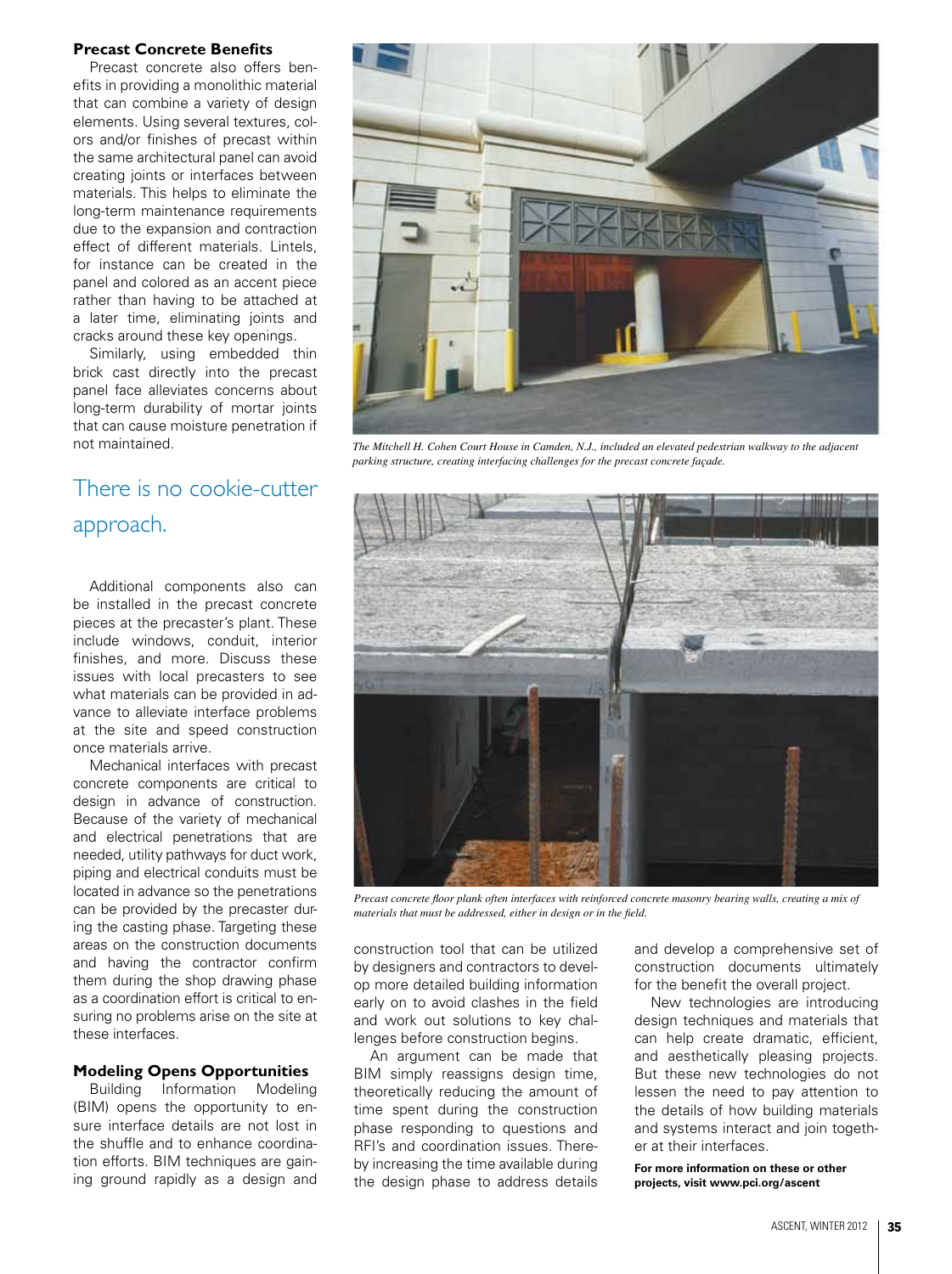## Precast Concrete Benefits

Precast concrete also offers benefits in providing a monolithic material that can combine a variety of design elements. Using several textures, colors and/or finishes of precast within the same architectural panel can avoid creating joints or interfaces between materials. This helps to eliminate the long-term maintenance requirements due to the expansion and contraction effect of different materials. Lintels, for instance can be created in the panel and colored as an accent piece rather than having to be attached at a later time, eliminating joints and cracks around these key openings.

Similarly, using embedded thin brick cast directly into the precast panel face alleviates concerns about long-term durability of mortar joints that can cause moisture penetration if not maintained.

> There is no cookie-cutter approach.

Additional components also can be installed in the precast concrete pieces at the precaster's plant. These include windows, conduit, interior finishes, and more. Discuss these issues with local precasters to see what materials can be provided in advance to alleviate interface problems at the site and speed construction once materials arrive.

Mechanical interfaces with precast concrete components are critical to design in advance of construction. Because of the variety of mechanical and electrical penetrations that are needed, utility pathways for duct work, piping and electrical conduits must be located in advance so the penetrations can be provided by the precaster during the casting phase. Targeting these areas on the construction documents and having the contractor confirm them during the shop drawing phase as a coordination effort is critical to ensuring no problems arise on the site at these interfaces.

*The Mitchell H. Cohen Court House in Camden, N.J., included an elevated pedestrian walkway to the adjacent parking structure, creating interfacing challenges for the precast concrete façade.*

*Precast concrete floor plank often interfaces with reinforced concrete masonry bearing walls, creating a mix of materials that must be addressed, either in design or in the field.*

## Modeling Opens Opportunities

Building Information Modeling (BIM) opens the opportunity to ensure interface details are not lost in the shuffle and to enhance coordination efforts. BIM techniques are gaining ground rapidly as a design and construction tool that can be utilized by designers and contractors to develop more detailed building information early on to avoid clashes in the field and work out solutions to key challenges before construction begins.

An argument can be made that BIM simply reassigns design time, theoretically reducing the amount of time spent during the construction phase responding to questions and RFI's and coordination issues. Thereby increasing the time available during the design phase to address details and develop a comprehensive set of construction documents ultimately for the benefit the overall project.

New technologies are introducing design techniques and materials that can help create dramatic, efficient, and aesthetically pleasing projects. But these new technologies do not lessen the need to pay attention to the details of how building materials and systems interact and join together at their interfaces.

**For more information on these or other projects, visit www.pci.org/ascent**